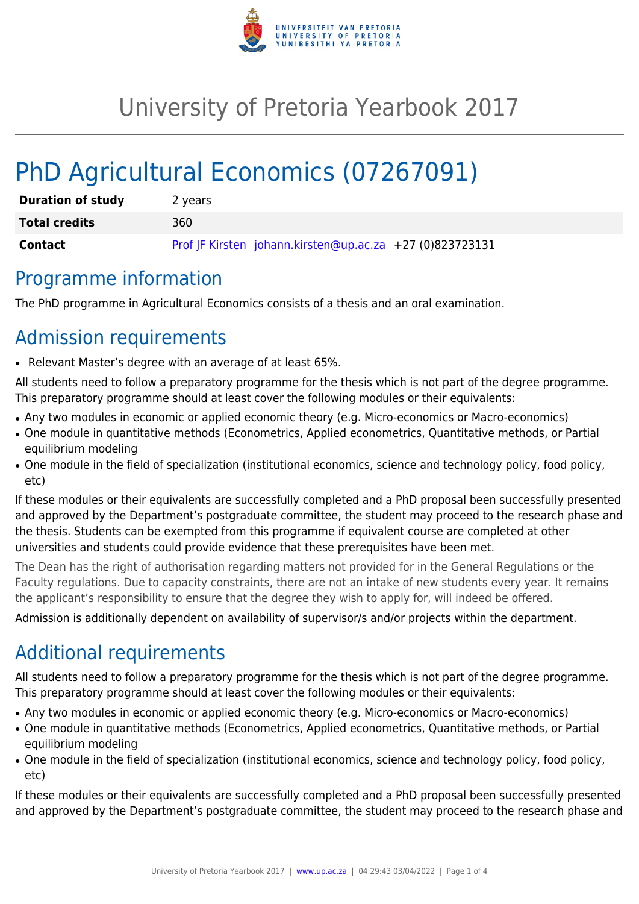# University of Pretoria Yearbook 2017

# PhD Agricultural Economics (07267091)

| | |
|---|---|
| **Duration of study** | 2 years |
| **Total credits** | 360 |
| **Contact** | Prof JF Kirsten johann.kirsten@up.ac.za +27 (0)823723131 |

## Programme information

The PhD programme in Agricultural Economics consists of a thesis and an oral examination.

## Admission requirements

- Relevant Master's degree with an average of at least 65%.

All students need to follow a preparatory programme for the thesis which is not part of the degree programme. This preparatory programme should at least cover the following modules or their equivalents:

- Any two modules in economic or applied economic theory (e.g. Micro-economics or Macro-economics)
- One module in quantitative methods (Econometrics, Applied econometrics, Quantitative methods, or Partial equilibrium modeling
- One module in the field of specialization (institutional economics, science and technology policy, food policy, etc)

If these modules or their equivalents are successfully completed and a PhD proposal been successfully presented and approved by the Department's postgraduate committee, the student may proceed to the research phase and the thesis. Students can be exempted from this programme if equivalent course are completed at other universities and students could provide evidence that these prerequisites have been met.

The Dean has the right of authorisation regarding matters not provided for in the General Regulations or the Faculty regulations. Due to capacity constraints, there are not an intake of new students every year. It remains the applicant's responsibility to ensure that the degree they wish to apply for, will indeed be offered.

Admission is additionally dependent on availability of supervisor/s and/or projects within the department.

## Additional requirements

All students need to follow a preparatory programme for the thesis which is not part of the degree programme. This preparatory programme should at least cover the following modules or their equivalents:

- Any two modules in economic or applied economic theory (e.g. Micro-economics or Macro-economics)
- One module in quantitative methods (Econometrics, Applied econometrics, Quantitative methods, or Partial equilibrium modeling
- One module in the field of specialization (institutional economics, science and technology policy, food policy, etc)

If these modules or their equivalents are successfully completed and a PhD proposal been successfully presented and approved by the Department's postgraduate committee, the student may proceed to the research phase and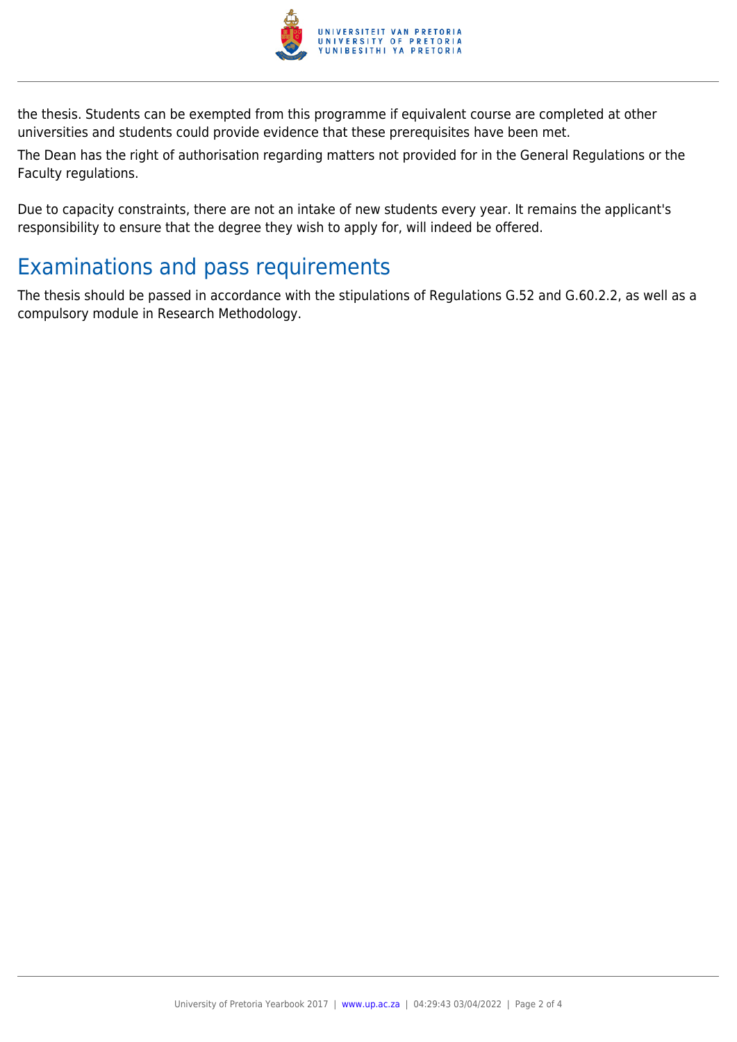the thesis. Students can be exempted from this programme if equivalent course are completed at other universities and students could provide evidence that these prerequisites have been met.

The Dean has the right of authorisation regarding matters not provided for in the General Regulations or the Faculty regulations.

Due to capacity constraints, there are not an intake of new students every year. It remains the applicant's responsibility to ensure that the degree they wish to apply for, will indeed be offered.

## Examinations and pass requirements

The thesis should be passed in accordance with the stipulations of Regulations G.52 and G.60.2.2, as well as a compulsory module in Research Methodology.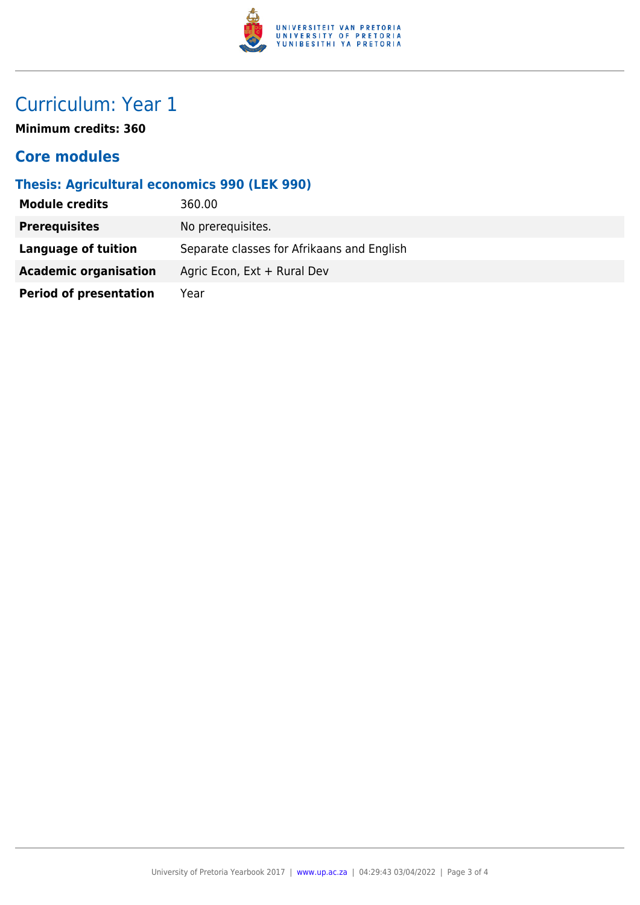# Curriculum: Year 1

**Minimum credits: 360**

## Core modules

### Thesis: Agricultural economics 990 (LEK 990)

| | |
|---|---|
| **Module credits** | 360.00 |
| **Prerequisites** | No prerequisites. |
| **Language of tuition** | Separate classes for Afrikaans and English |
| **Academic organisation** | Agric Econ, Ext + Rural Dev |
| **Period of presentation** | Year |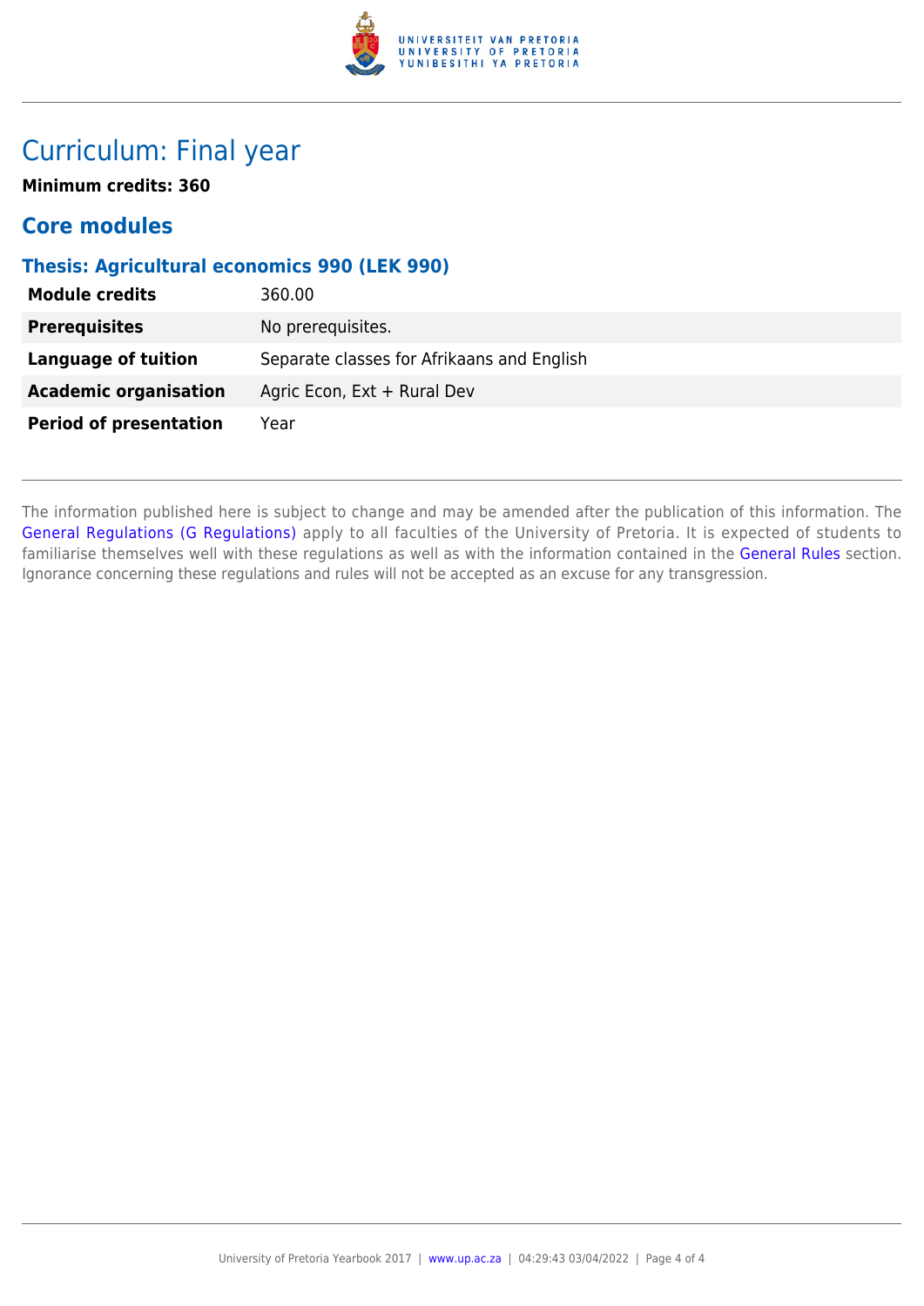# Curriculum: Final year

**Minimum credits: 360**

## Core modules

### Thesis: Agricultural economics 990 (LEK 990)

| | |
|---|---|
| **Module credits** | 360.00 |
| **Prerequisites** | No prerequisites. |
| **Language of tuition** | Separate classes for Afrikaans and English |
| **Academic organisation** | Agric Econ, Ext + Rural Dev |
| **Period of presentation** | Year |

The information published here is subject to change and may be amended after the publication of this information. The General Regulations (G Regulations) apply to all faculties of the University of Pretoria. It is expected of students to familiarise themselves well with these regulations as well as with the information contained in the General Rules section. Ignorance concerning these regulations and rules will not be accepted as an excuse for any transgression.